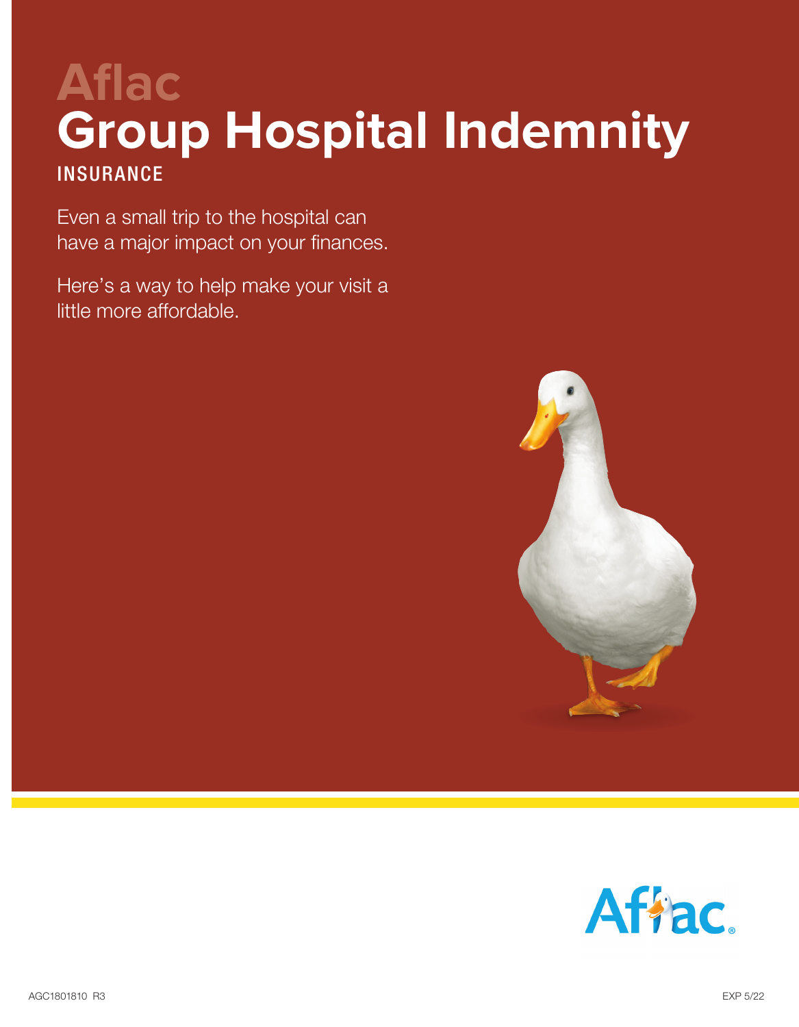# Aflac Group Hospital Indemnity

## INSURANCE

Even a small trip to the hospital can have a major impact on your finances.

Here's a way to help make your visit a little more affordable.

AGC1801810 R3

EXP 5/22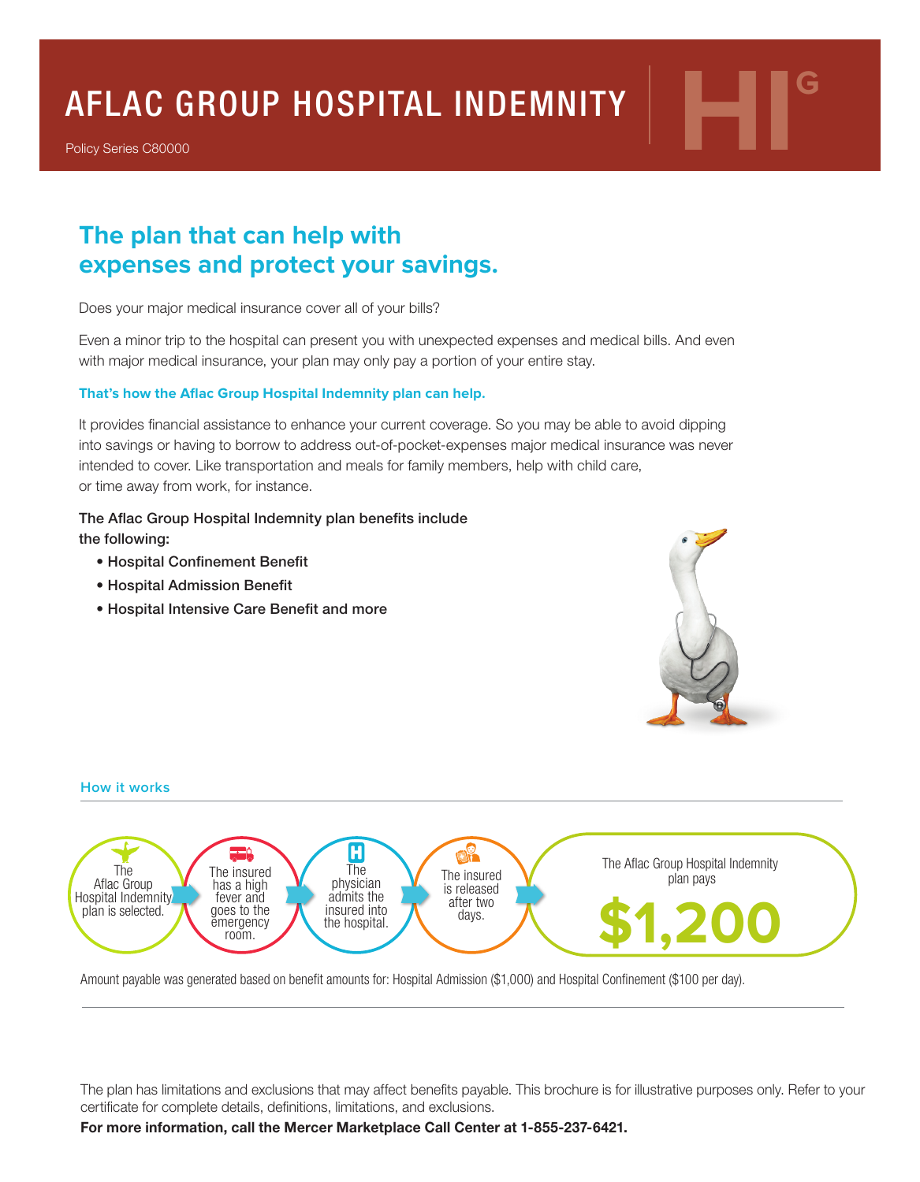# AFLAC GROUP HOSPITAL INDEMNITY

Policy Series C80000

## The plan that can help with expenses and protect your savings.

Does your major medical insurance cover all of your bills?

Even a minor trip to the hospital can present you with unexpected expenses and medical bills. And even with major medical insurance, your plan may only pay a portion of your entire stay.

**That's how the Aflac Group Hospital Indemnity plan can help.**

It provides financial assistance to enhance your current coverage. So you may be able to avoid dipping into savings or having to borrow to address out-of-pocket-expenses major medical insurance was never intended to cover. Like transportation and meals for family members, help with child care, or time away from work, for instance.

The Aflac Group Hospital Indemnity plan benefits include the following:

- Hospital Confinement Benefit
- Hospital Admission Benefit
- Hospital Intensive Care Benefit and more

### How it works

The Aflac Group Hospital Indemnity plan is selected. → The insured has a high fever and goes to the emergency room. → The physician admits the insured into the hospital. → The insured is released after two days. → The Aflac Group Hospital Indemnity plan pays **$1,200**

Amount payable was generated based on benefit amounts for: Hospital Admission ($1,000) and Hospital Confinement ($100 per day).

The plan has limitations and exclusions that may affect benefits payable. This brochure is for illustrative purposes only. Refer to your certificate for complete details, definitions, limitations, and exclusions.

**For more information, call the Mercer Marketplace Call Center at 1-855-237-6421.**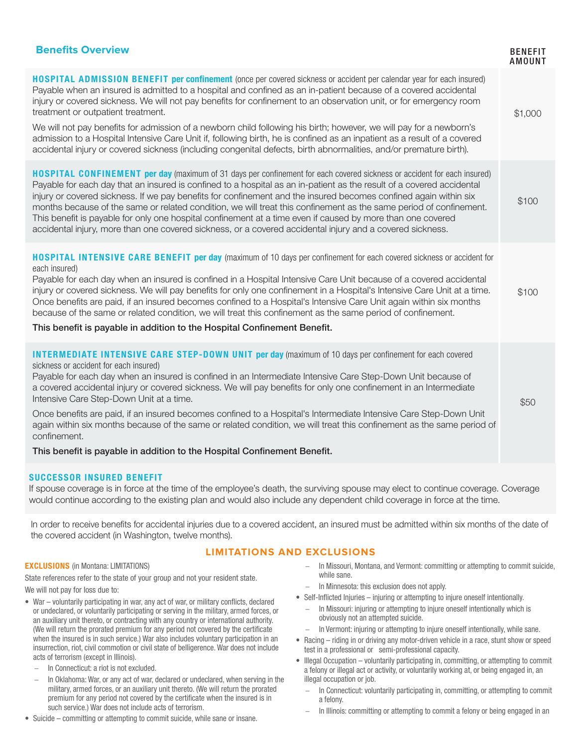## Benefits Overview

| | BENEFIT AMOUNT |
|---|---|
| **HOSPITAL ADMISSION BENEFIT per confinement** (once per covered sickness or accident per calendar year for each insured) Payable when an insured is admitted to a hospital and confined as an in-patient because of a covered accidental injury or covered sickness. We will not pay benefits for confinement to an observation unit, or for emergency room treatment or outpatient treatment.<br><br>We will not pay benefits for admission of a newborn child following his birth; however, we will pay for a newborn's admission to a Hospital Intensive Care Unit if, following birth, he is confined as an inpatient as a result of a covered accidental injury or covered sickness (including congenital defects, birth abnormalities, and/or premature birth). | $1,000 |
| **HOSPITAL CONFINEMENT per day** (maximum of 31 days per confinement for each covered sickness or accident for each insured) Payable for each day that an insured is confined to a hospital as an in-patient as the result of a covered accidental injury or covered sickness. If we pay benefits for confinement and the insured becomes confined again within six months because of the same or related condition, we will treat this confinement as the same period of confinement. This benefit is payable for only one hospital confinement at a time even if caused by more than one covered accidental injury, more than one covered sickness, or a covered accidental injury and a covered sickness. | $100 |
| **HOSPITAL INTENSIVE CARE BENEFIT per day** (maximum of 10 days per confinement for each covered sickness or accident for each insured) Payable for each day when an insured is confined in a Hospital Intensive Care Unit because of a covered accidental injury or covered sickness. We will pay benefits for only one confinement in a Hospital's Intensive Care Unit at a time. Once benefits are paid, if an insured becomes confined to a Hospital's Intensive Care Unit again within six months because of the same or related condition, we will treat this confinement as the same period of confinement.<br><br>**This benefit is payable in addition to the Hospital Confinement Benefit.** | $100 |
| **INTERMEDIATE INTENSIVE CARE STEP-DOWN UNIT per day** (maximum of 10 days per confinement for each covered sickness or accident for each insured) Payable for each day when an insured is confined in an Intermediate Intensive Care Step-Down Unit because of a covered accidental injury or covered sickness. We will pay benefits for only one confinement in an Intermediate Intensive Care Step-Down Unit at a time.<br><br>Once benefits are paid, if an insured becomes confined to a Hospital's Intermediate Intensive Care Step-Down Unit again within six months because of the same or related condition, we will treat this confinement as the same period of confinement.<br><br>**This benefit is payable in addition to the Hospital Confinement Benefit.** | $50 |

**SUCCESSOR INSURED BENEFIT**

If spouse coverage is in force at the time of the employee's death, the surviving spouse may elect to continue coverage. Coverage would continue according to the existing plan and would also include any dependent child coverage in force at the time.

In order to receive benefits for accidental injuries due to a covered accident, an insured must be admitted within six months of the date of the covered accident (in Washington, twelve months).

## LIMITATIONS AND EXCLUSIONS

**EXCLUSIONS** (in Montana: LIMITATIONS)

State references refer to the state of your group and not your resident state.

We will not pay for loss due to:

- War – voluntarily participating in war, any act of war, or military conflicts, declared or undeclared, or voluntarily participating or serving in the military, armed forces, or an auxiliary unit thereto, or contracting with any country or international authority. (We will return the prorated premium for any period not covered by the certificate when the insured is in such service.) War also includes voluntary participation in an insurrection, riot, civil commotion or civil state of belligerence. War does not include acts of terrorism (except in Illinois).
  - In Connecticut: a riot is not excluded.
  - In Oklahoma: War, or any act of war, declared or undeclared, when serving in the military, armed forces, or an auxiliary unit thereto. (We will return the prorated premium for any period not covered by the certificate when the insured is in such service.) War does not include acts of terrorism.
- Suicide – committing or attempting to commit suicide, while sane or insane.
  - In Missouri, Montana, and Vermont: committing or attempting to commit suicide, while sane.
  - In Minnesota: this exclusion does not apply.
- Self-Inflicted Injuries – injuring or attempting to injure oneself intentionally.
  - In Missouri: injuring or attempting to injure oneself intentionally which is obviously not an attempted suicide.
  - In Vermont: injuring or attempting to injure oneself intentionally, while sane.
- Racing – riding in or driving any motor-driven vehicle in a race, stunt show or speed test in a professional or semi-professional capacity.
- Illegal Occupation – voluntarily participating in, committing, or attempting to commit a felony or illegal act or activity, or voluntarily working at, or being engaged in, an illegal occupation or job.
  - In Connecticut: voluntarily participating in, committing, or attempting to commit a felony.
  - In Illinois: committing or attempting to commit a felony or being engaged in an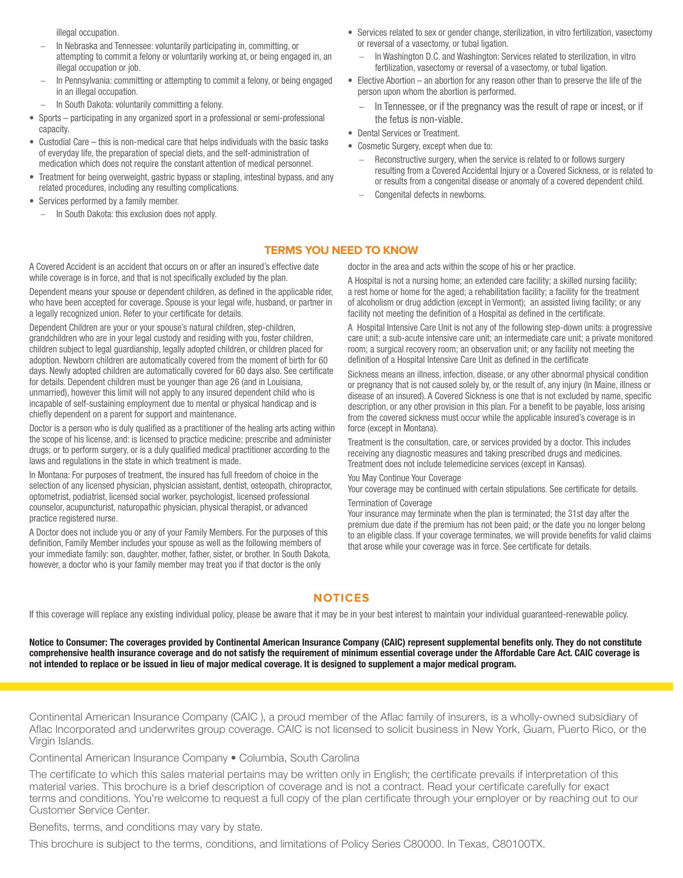illegal occupation.

- In Nebraska and Tennessee: voluntarily participating in, committing, or attempting to commit a felony or voluntarily working at, or being engaged in, an illegal occupation or job.
- In Pennsylvania: committing or attempting to commit a felony, or being engaged in an illegal occupation.
- In South Dakota: voluntarily committing a felony.

- Sports – participating in any organized sport in a professional or semi-professional capacity.
- Custodial Care – this is non-medical care that helps individuals with the basic tasks of everyday life, the preparation of special diets, and the self-administration of medication which does not require the constant attention of medical personnel.
- Treatment for being overweight, gastric bypass or stapling, intestinal bypass, and any related procedures, including any resulting complications.
- Services performed by a family member.
  - In South Dakota: this exclusion does not apply.
- Services related to sex or gender change, sterilization, in vitro fertilization, vasectomy or reversal of a vasectomy, or tubal ligation.
  - In Washington D.C. and Washington: Services related to sterilization, in vitro fertilization, vasectomy or reversal of a vasectomy, or tubal ligation.
- Elective Abortion – an abortion for any reason other than to preserve the life of the person upon whom the abortion is performed.
  - In Tennessee, or if the pregnancy was the result of rape or incest, or if the fetus is non-viable.
- Dental Services or Treatment.
- Cosmetic Surgery, except when due to:
  - Reconstructive surgery, when the service is related to or follows surgery resulting from a Covered Accidental Injury or a Covered Sickness, or is related to or results from a congenital disease or anomaly of a covered dependent child.
  - Congenital defects in newborns.

## TERMS YOU NEED TO KNOW

A Covered Accident is an accident that occurs on or after an insured's effective date while coverage is in force, and that is not specifically excluded by the plan.

Dependent means your spouse or dependent children, as defined in the applicable rider, who have been accepted for coverage. Spouse is your legal wife, husband, or partner in a legally recognized union. Refer to your certificate for details.

Dependent Children are your or your spouse's natural children, step-children, grandchildren who are in your legal custody and residing with you, foster children, children subject to legal guardianship, legally adopted children, or children placed for adoption. Newborn children are automatically covered from the moment of birth for 60 days. Newly adopted children are automatically covered for 60 days also. See certificate for details. Dependent children must be younger than age 26 (and in Louisiana, unmarried), however this limit will not apply to any insured dependent child who is incapable of self-sustaining employment due to mental or physical handicap and is chiefly dependent on a parent for support and maintenance.

Doctor is a person who is duly qualified as a practitioner of the healing arts acting within the scope of his license, and: is licensed to practice medicine; prescribe and administer drugs; or to perform surgery, or is a duly qualified medical practitioner according to the laws and regulations in the state in which treatment is made.

In Montana: For purposes of treatment, the insured has full freedom of choice in the selection of any licensed physician, physician assistant, dentist, osteopath, chiropractor, optometrist, podiatrist, licensed social worker, psychologist, licensed professional counselor, acupuncturist, naturopathic physician, physical therapist, or advanced practice registered nurse.

A Doctor does not include you or any of your Family Members. For the purposes of this definition, Family Member includes your spouse as well as the following members of your immediate family: son, daughter, mother, father, sister, or brother. In South Dakota, however, a doctor who is your family member may treat you if that doctor is the only doctor in the area and acts within the scope of his or her practice.

A Hospital is not a nursing home; an extended care facility; a skilled nursing facility; a rest home or home for the aged; a rehabilitation facility; a facility for the treatment of alcoholism or drug addiction (except in Vermont); an assisted living facility; or any facility not meeting the definition of a Hospital as defined in the certificate.

A Hospital Intensive Care Unit is not any of the following step-down units: a progressive care unit; a sub-acute intensive care unit; an intermediate care unit; a private monitored room; a surgical recovery room; an observation unit; or any facility not meeting the definition of a Hospital Intensive Care Unit as defined in the certificate

Sickness means an illness, infection, disease, or any other abnormal physical condition or pregnancy that is not caused solely by, or the result of, any injury (In Maine, illness or disease of an insured). A Covered Sickness is one that is not excluded by name, specific description, or any other provision in this plan. For a benefit to be payable, loss arising from the covered sickness must occur while the applicable insured's coverage is in force (except in Montana).

Treatment is the consultation, care, or services provided by a doctor. This includes receiving any diagnostic measures and taking prescribed drugs and medicines. Treatment does not include telemedicine services (except in Kansas).

You May Continue Your Coverage
Your coverage may be continued with certain stipulations. See certificate for details.

Termination of Coverage
Your insurance may terminate when the plan is terminated; the 31st day after the premium due date if the premium has not been paid; or the date you no longer belong to an eligible class. If your coverage terminates, we will provide benefits for valid claims that arose while your coverage was in force. See certificate for details.

## NOTICES

If this coverage will replace any existing individual policy, please be aware that it may be in your best interest to maintain your individual guaranteed-renewable policy.

**Notice to Consumer: The coverages provided by Continental American Insurance Company (CAIC) represent supplemental benefits only. They do not constitute comprehensive health insurance coverage and do not satisfy the requirement of minimum essential coverage under the Affordable Care Act. CAIC coverage is not intended to replace or be issued in lieu of major medical coverage. It is designed to supplement a major medical program.**

Continental American Insurance Company (CAIC ), a proud member of the Aflac family of insurers, is a wholly-owned subsidiary of Aflac Incorporated and underwrites group coverage. CAIC is not licensed to solicit business in New York, Guam, Puerto Rico, or the Virgin Islands.

Continental American Insurance Company • Columbia, South Carolina

The certificate to which this sales material pertains may be written only in English; the certificate prevails if interpretation of this material varies. This brochure is a brief description of coverage and is not a contract. Read your certificate carefully for exact terms and conditions. You're welcome to request a full copy of the plan certificate through your employer or by reaching out to our Customer Service Center.

Benefits, terms, and conditions may vary by state.

This brochure is subject to the terms, conditions, and limitations of Policy Series C80000. In Texas, C80100TX.